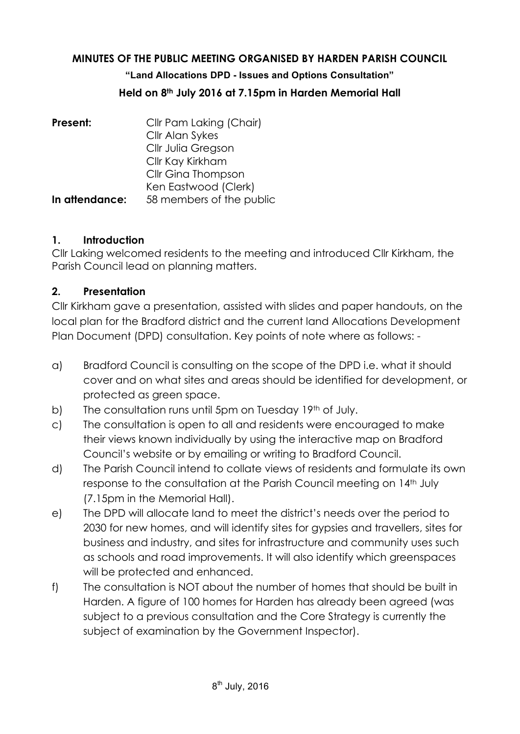# MINUTES OF THE PUBLIC MEETING ORGANISED BY HARDEN PARISH COUNCIL

**"Land Allocations DPD - Issues and Options Consultation"**

**Held on 8th July 2016 at 7.15pm in Harden Memorial Hall**

| | |
|---|---|
| **Present:** | Cllr Pam Laking (Chair) |
| | Cllr Alan Sykes |
| | Cllr Julia Gregson |
| | Cllr Kay Kirkham |
| | Cllr Gina Thompson |
| | Ken Eastwood (Clerk) |
| **In attendance:** | 58 members of the public |

## 1. Introduction

Cllr Laking welcomed residents to the meeting and introduced Cllr Kirkham, the Parish Council lead on planning matters.

## 2. Presentation

Cllr Kirkham gave a presentation, assisted with slides and paper handouts, on the local plan for the Bradford district and the current land Allocations Development Plan Document (DPD) consultation. Key points of note where as follows: -

a) Bradford Council is consulting on the scope of the DPD i.e. what it should cover and on what sites and areas should be identified for development, or protected as green space.

b) The consultation runs until 5pm on Tuesday 19th of July.

c) The consultation is open to all and residents were encouraged to make their views known individually by using the interactive map on Bradford Council's website or by emailing or writing to Bradford Council.

d) The Parish Council intend to collate views of residents and formulate its own response to the consultation at the Parish Council meeting on 14th July (7.15pm in the Memorial Hall).

e) The DPD will allocate land to meet the district's needs over the period to 2030 for new homes, and will identify sites for gypsies and travellers, sites for business and industry, and sites for infrastructure and community uses such as schools and road improvements. It will also identify which greenspaces will be protected and enhanced.

f) The consultation is NOT about the number of homes that should be built in Harden. A figure of 100 homes for Harden has already been agreed (was subject to a previous consultation and the Core Strategy is currently the subject of examination by the Government Inspector).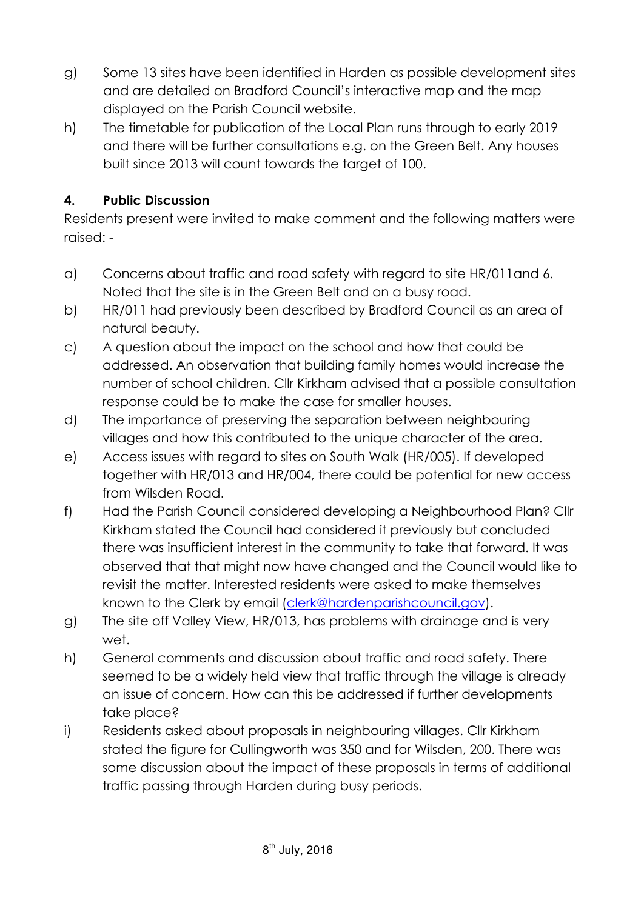g) Some 13 sites have been identified in Harden as possible development sites and are detailed on Bradford Council's interactive map and the map displayed on the Parish Council website.

h) The timetable for publication of the Local Plan runs through to early 2019 and there will be further consultations e.g. on the Green Belt. Any houses built since 2013 will count towards the target of 100.

**4. Public Discussion**

Residents present were invited to make comment and the following matters were raised: -

a) Concerns about traffic and road safety with regard to site HR/011and 6. Noted that the site is in the Green Belt and on a busy road.

b) HR/011 had previously been described by Bradford Council as an area of natural beauty.

c) A question about the impact on the school and how that could be addressed. An observation that building family homes would increase the number of school children. Cllr Kirkham advised that a possible consultation response could be to make the case for smaller houses.

d) The importance of preserving the separation between neighbouring villages and how this contributed to the unique character of the area.

e) Access issues with regard to sites on South Walk (HR/005). If developed together with HR/013 and HR/004, there could be potential for new access from Wilsden Road.

f) Had the Parish Council considered developing a Neighbourhood Plan? Cllr Kirkham stated the Council had considered it previously but concluded there was insufficient interest in the community to take that forward. It was observed that that might now have changed and the Council would like to revisit the matter. Interested residents were asked to make themselves known to the Clerk by email (clerk@hardenparishcouncil.gov).

g) The site off Valley View, HR/013, has problems with drainage and is very wet.

h) General comments and discussion about traffic and road safety. There seemed to be a widely held view that traffic through the village is already an issue of concern. How can this be addressed if further developments take place?

i) Residents asked about proposals in neighbouring villages. Cllr Kirkham stated the figure for Cullingworth was 350 and for Wilsden, 200. There was some discussion about the impact of these proposals in terms of additional traffic passing through Harden during busy periods.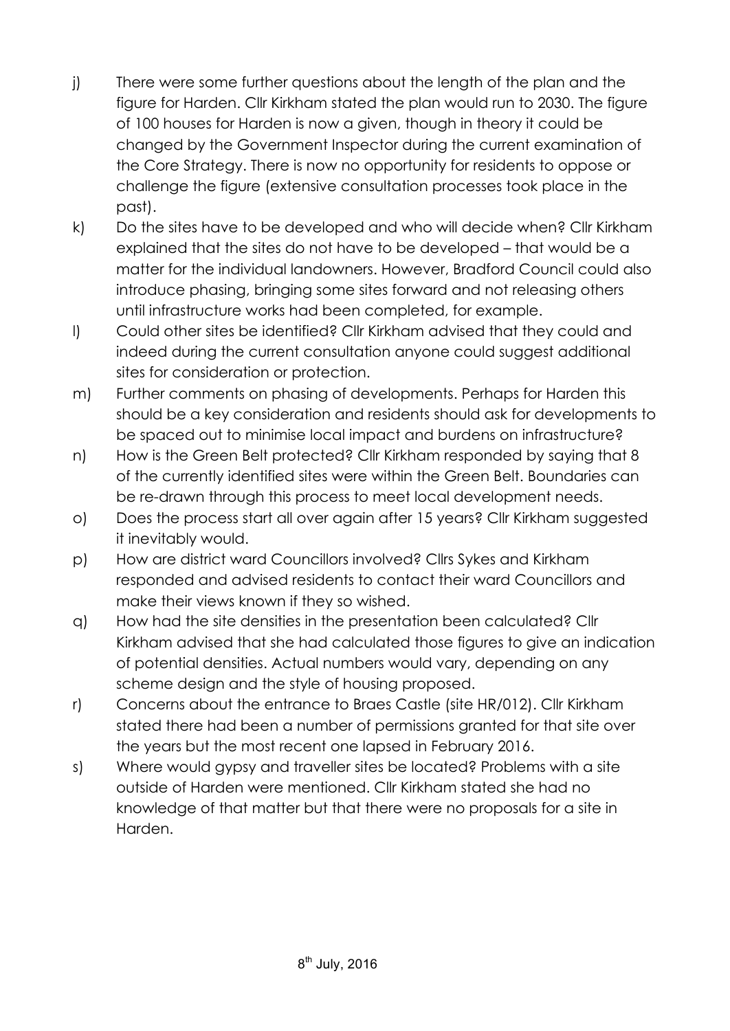j) There were some further questions about the length of the plan and the figure for Harden. Cllr Kirkham stated the plan would run to 2030. The figure of 100 houses for Harden is now a given, though in theory it could be changed by the Government Inspector during the current examination of the Core Strategy. There is now no opportunity for residents to oppose or challenge the figure (extensive consultation processes took place in the past).

k) Do the sites have to be developed and who will decide when? Cllr Kirkham explained that the sites do not have to be developed – that would be a matter for the individual landowners. However, Bradford Council could also introduce phasing, bringing some sites forward and not releasing others until infrastructure works had been completed, for example.

l) Could other sites be identified? Cllr Kirkham advised that they could and indeed during the current consultation anyone could suggest additional sites for consideration or protection.

m) Further comments on phasing of developments. Perhaps for Harden this should be a key consideration and residents should ask for developments to be spaced out to minimise local impact and burdens on infrastructure?

n) How is the Green Belt protected? Cllr Kirkham responded by saying that 8 of the currently identified sites were within the Green Belt. Boundaries can be re-drawn through this process to meet local development needs.

o) Does the process start all over again after 15 years? Cllr Kirkham suggested it inevitably would.

p) How are district ward Councillors involved? Cllrs Sykes and Kirkham responded and advised residents to contact their ward Councillors and make their views known if they so wished.

q) How had the site densities in the presentation been calculated? Cllr Kirkham advised that she had calculated those figures to give an indication of potential densities. Actual numbers would vary, depending on any scheme design and the style of housing proposed.

r) Concerns about the entrance to Braes Castle (site HR/012). Cllr Kirkham stated there had been a number of permissions granted for that site over the years but the most recent one lapsed in February 2016.

s) Where would gypsy and traveller sites be located? Problems with a site outside of Harden were mentioned. Cllr Kirkham stated she had no knowledge of that matter but that there were no proposals for a site in Harden.

8th July, 2016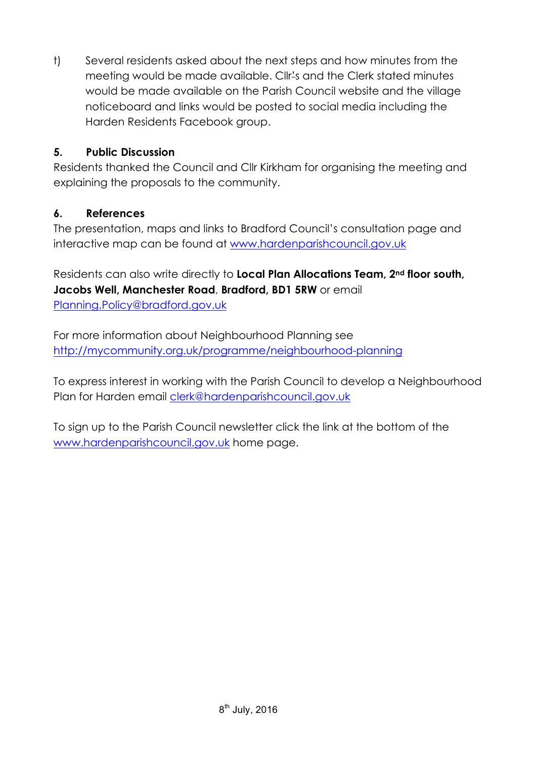t) Several residents asked about the next steps and how minutes from the meeting would be made available. Cllr's and the Clerk stated minutes would be made available on the Parish Council website and the village noticeboard and links would be posted to social media including the Harden Residents Facebook group.

**5. Public Discussion**

Residents thanked the Council and Cllr Kirkham for organising the meeting and explaining the proposals to the community.

**6. References**

The presentation, maps and links to Bradford Council's consultation page and interactive map can be found at www.hardenparishcouncil.gov.uk

Residents can also write directly to **Local Plan Allocations Team, 2nd floor south, Jacobs Well, Manchester Road**, **Bradford, BD1 5RW** or email Planning.Policy@bradford.gov.uk

For more information about Neighbourhood Planning see http://mycommunity.org.uk/programme/neighbourhood-planning

To express interest in working with the Parish Council to develop a Neighbourhood Plan for Harden email clerk@hardenparishcouncil.gov.uk

To sign up to the Parish Council newsletter click the link at the bottom of the www.hardenparishcouncil.gov.uk home page.

8th July, 2016